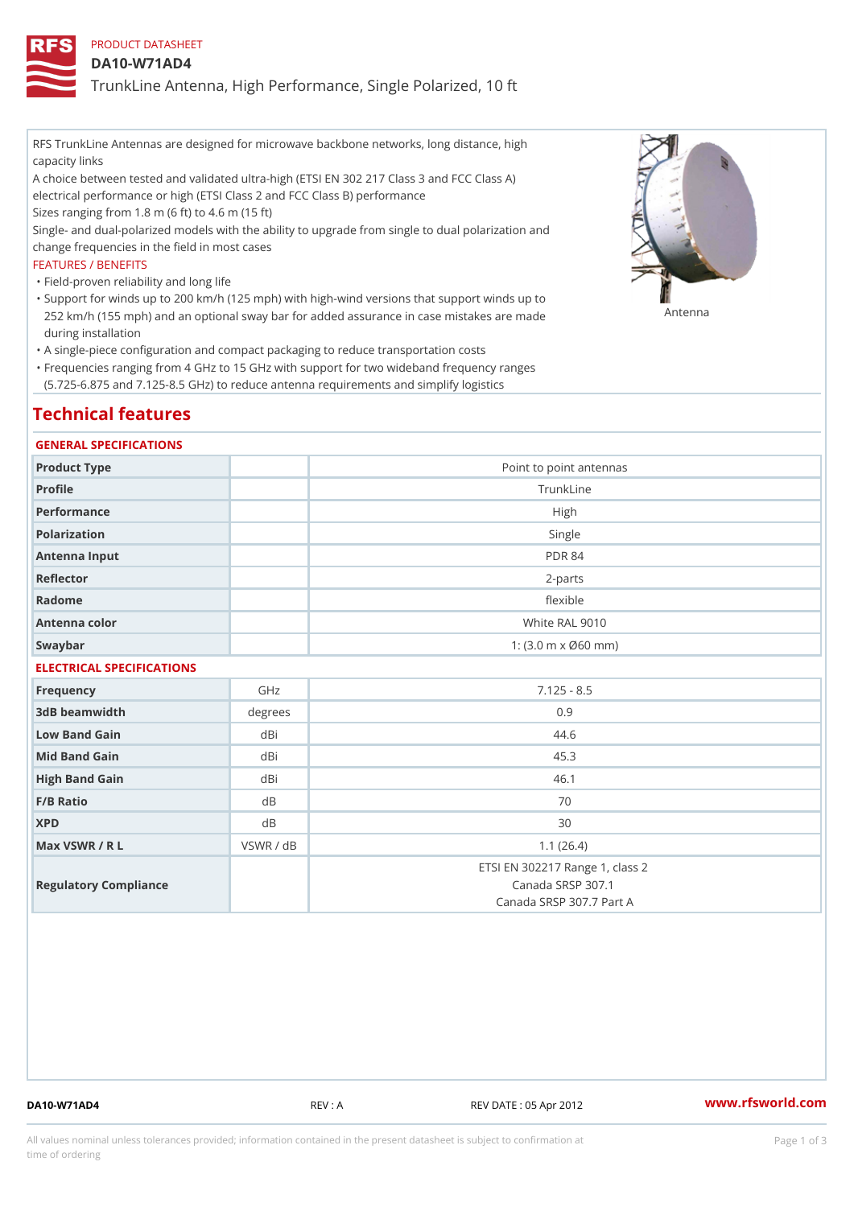PRODUCT DATASHEET

# DA10-W71AD4

## TrunkLine Antenna, High Performance, Single Polarized, 10 ft

RFS TrunkLine Antennas are designed for microwave backbone networks, long distance, high capacity links

A choice between tested and validated ultra-high (ETSI EN 302 217 Class 3 and FCC Class A) electrical performance or high (ETSI Class 2 and FCC Class B) performance

Sizes ranging from 1.8 m (6 ft) to 4.6 m (15 ft)

Single- and dual-polarized models with the ability to upgrade from single to dual polarization and change frequencies in the field in most cases

FEATURES / BENEFITS

- Field-proven reliability and long life
- Support for winds up to 200 km/h (125 mph) with high-wind versions that support winds up to 252 km/h (155 mph) and an optional sway bar for added assurance in case mistakes are made during installation
- A single-piece configuration and compact packaging to reduce transportation costs
- Frequencies ranging from 4 GHz to 15 GHz with support for two wideband frequency ranges (5.725-6.875 and 7.125-8.5 GHz) to reduce antenna requirements and simplify logistics

Antenna

## Technical features

### GENERAL SPECIFICATIONS

| | | |
|---|---|---|
| Product Type | | Point to point antennas |
| Profile | | TrunkLine |
| Performance | | High |
| Polarization | | Single |
| Antenna Input | | PDR 84 |
| Reflector | | 2-parts |
| Radome | | flexible |
| Antenna color | | White RAL 9010 |
| Swaybar | | 1: (3.0 m x Ø60 mm) |

### ELECTRICAL SPECIFICATIONS

| | | |
|---|---|---|
| Frequency | GHz | 7.125 - 8.5 |
| 3dB beamwidth | degrees | 0.9 |
| Low Band Gain | dBi | 44.6 |
| Mid Band Gain | dBi | 45.3 |
| High Band Gain | dBi | 46.1 |
| F/B Ratio | dB | 70 |
| XPD | dB | 30 |
| Max VSWR / R L | VSWR / dB | 1.1 (26.4) |
| Regulatory Compliance | | ETSI EN 302217 Range 1, class 2<br>Canada SRSP 307.1<br>Canada SRSP 307.7 Part A |

DA10-W71AD4 REV : A REV DATE : 05 Apr 2012 www.rfsworld.com

All values nominal unless tolerances provided; information contained in the present datasheet is subject to confirmation at time of ordering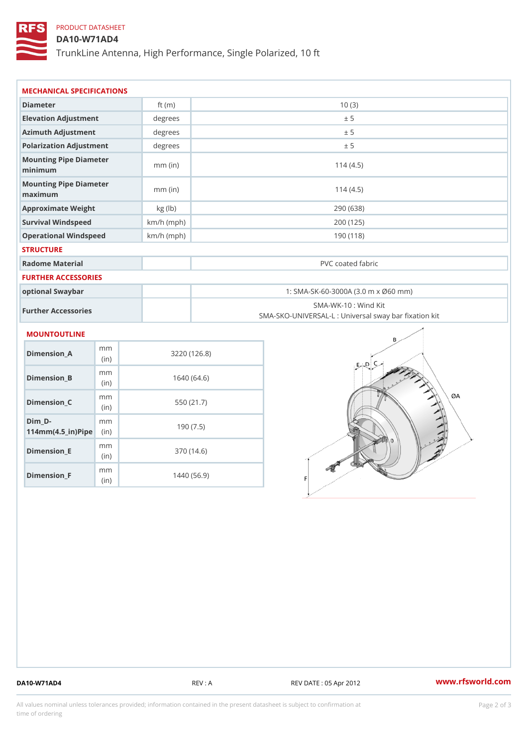PRODUCT DATASHEET

# DA10-W71AD4

TrunkLine Antenna, High Performance, Single Polarized, 10 ft

## MECHANICAL SPECIFICATIONS

| | | |
|---|---|---|
| Diameter | ft (m) | 10 (3) |
| Elevation Adjustment | degrees | ± 5 |
| Azimuth Adjustment | degrees | ± 5 |
| Polarization Adjustment | degrees | ± 5 |
| Mounting Pipe Diameter minimum | mm (in) | 114 (4.5) |
| Mounting Pipe Diameter maximum | mm (in) | 114 (4.5) |
| Approximate Weight | kg (lb) | 290 (638) |
| Survival Windspeed | km/h (mph) | 200 (125) |
| Operational Windspeed | km/h (mph) | 190 (118) |

## STRUCTURE

| | | |
|---|---|---|
| Radome Material | | PVC coated fabric |

## FURTHER ACCESSORIES

| | | |
|---|---|---|
| optional Swaybar | | 1: SMA-SK-60-3000A (3.0 m x Ø60 mm) |
| Further Accessories | | SMA-WK-10 : Wind Kit<br>SMA-SKO-UNIVERSAL-L : Universal sway bar fixation kit |

## MOUNTOUTLINE

| | | |
|---|---|---|
| Dimension_A | mm (in) | 3220 (126.8) |
| Dimension_B | mm (in) | 1640 (64.6) |
| Dimension_C | mm (in) | 550 (21.7) |
| Dim_D-114mm(4.5_in)Pipe | mm (in) | 190 (7.5) |
| Dimension_E | mm (in) | 370 (14.6) |
| Dimension_F | mm (in) | 1440 (56.9) |

DA10-W71AD4 REV : A REV DATE : 05 Apr 2012 www.rfsworld.com

All values nominal unless tolerances provided; information contained in the present datasheet is subject to confirmation at time of ordering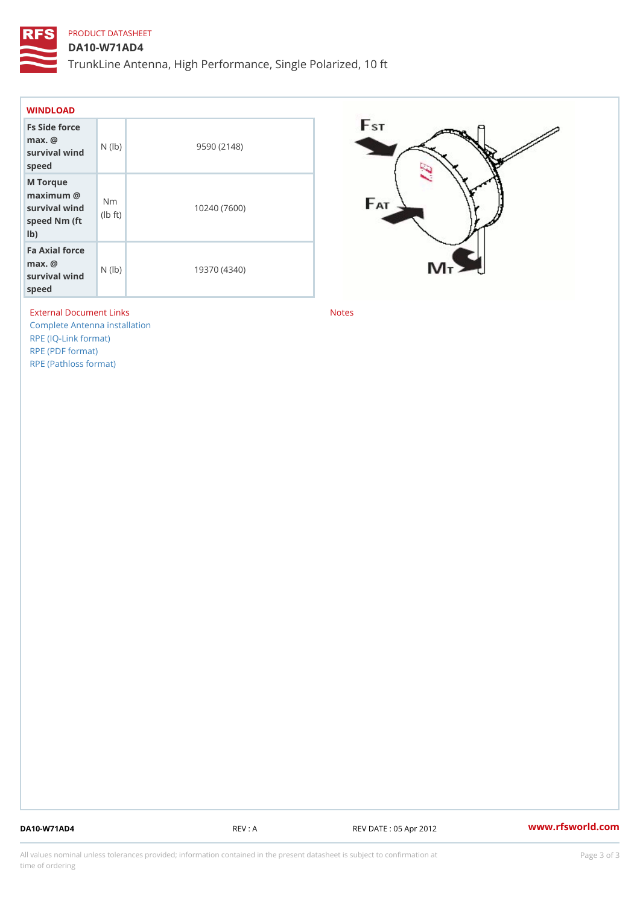PRODUCT DATASHEET

# DA10-W71AD4

TrunkLine Antenna, High Performance, Single Polarized, 10 ft

## WINDLOAD

| | | |
|---|---|---|
| Fs Side force max. @ survival wind speed | N (lb) | 9590 (2148) |
| M Torque maximum @ survival wind speed Nm (ft lb) | Nm (lb ft) | 10240 (7600) |
| Fa Axial force max. @ survival wind speed | N (lb) | 19370 (4340) |

FST

FAT

MT

External Document Links

Complete Antenna installation

RPE (IQ-Link format)

RPE (PDF format)

RPE (Pathloss format)

Notes

DA10-W71AD4 REV : A REV DATE : 05 Apr 2012 www.rfsworld.com

All values nominal unless tolerances provided; information contained in the present datasheet is subject to confirmation at time of ordering